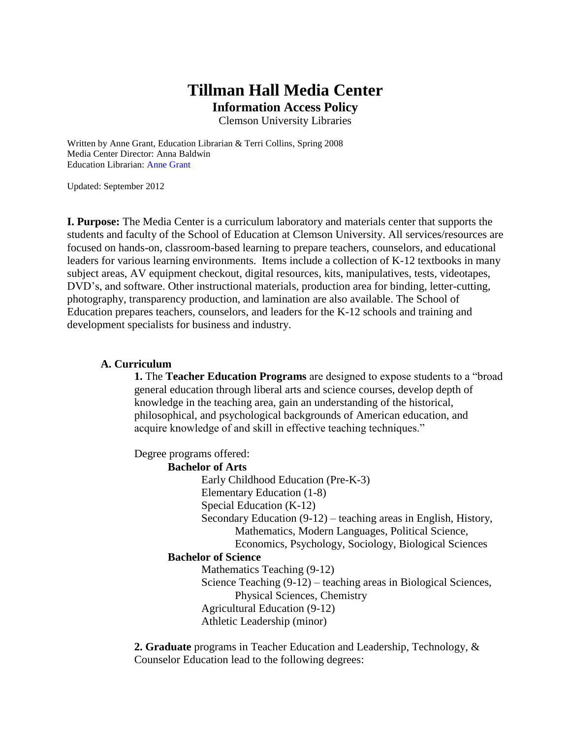# Tillman Hall Media Center

## Information Access Policy

Clemson University Libraries

Written by Anne Grant, Education Librarian & Terri Collins, Spring 2008
Media Center Director: Anna Baldwin
Education Librarian: Anne Grant

Updated: September 2012

**I. Purpose:** The Media Center is a curriculum laboratory and materials center that supports the students and faculty of the School of Education at Clemson University. All services/resources are focused on hands-on, classroom-based learning to prepare teachers, counselors, and educational leaders for various learning environments. Items include a collection of K-12 textbooks in many subject areas, AV equipment checkout, digital resources, kits, manipulatives, tests, videotapes, DVD's, and software. Other instructional materials, production area for binding, letter-cutting, photography, transparency production, and lamination are also available. The School of Education prepares teachers, counselors, and leaders for the K-12 schools and training and development specialists for business and industry.

**A. Curriculum**

**1.** The **Teacher Education Programs** are designed to expose students to a "broad general education through liberal arts and science courses, develop depth of knowledge in the teaching area, gain an understanding of the historical, philosophical, and psychological backgrounds of American education, and acquire knowledge of and skill in effective teaching techniques."

Degree programs offered:

**Bachelor of Arts**

- Early Childhood Education (Pre-K-3)
- Elementary Education (1-8)
- Special Education (K-12)
- Secondary Education (9-12) – teaching areas in English, History, Mathematics, Modern Languages, Political Science, Economics, Psychology, Sociology, Biological Sciences

**Bachelor of Science**

- Mathematics Teaching (9-12)
- Science Teaching (9-12) – teaching areas in Biological Sciences, Physical Sciences, Chemistry
- Agricultural Education (9-12)
- Athletic Leadership (minor)

**2. Graduate** programs in Teacher Education and Leadership, Technology, & Counselor Education lead to the following degrees: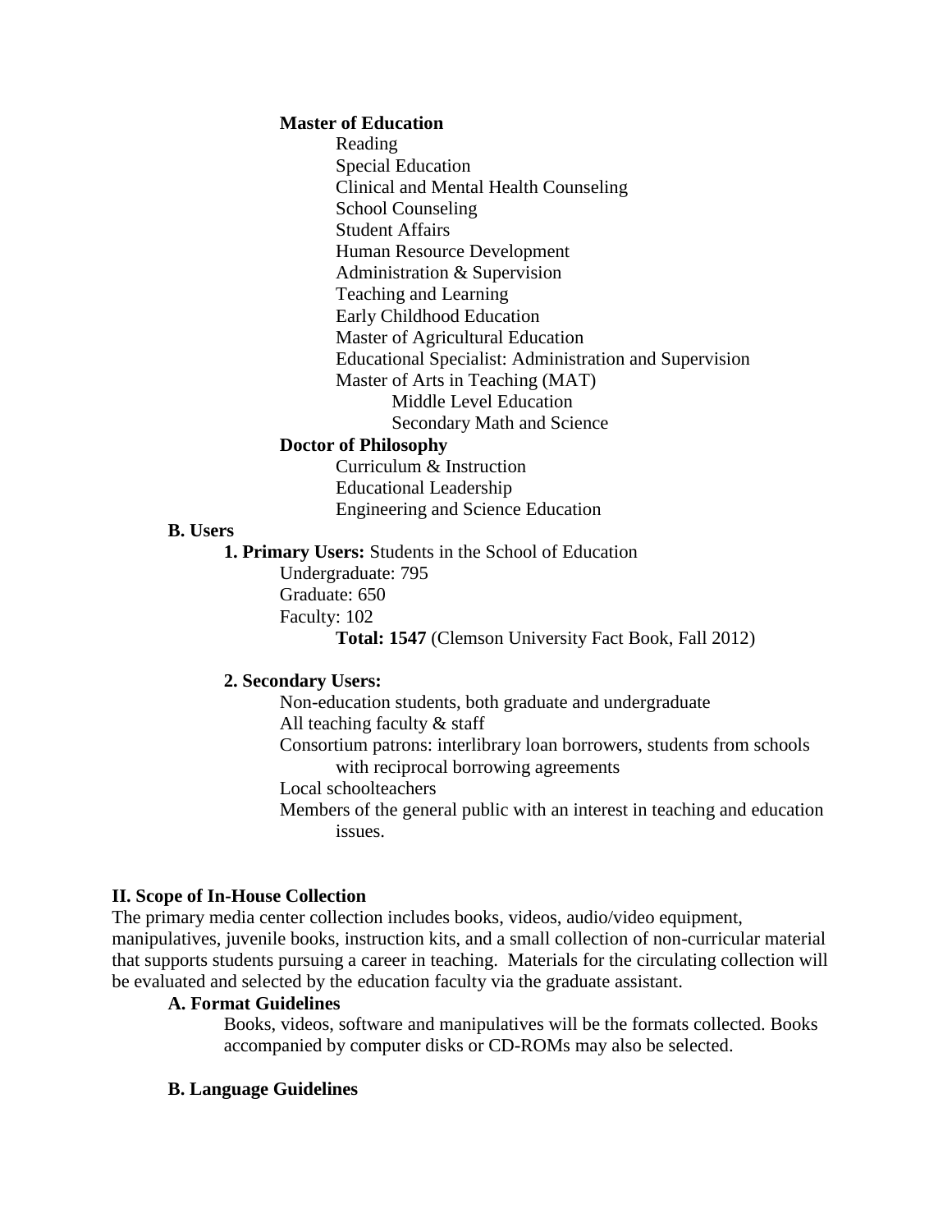**Master of Education**

- Reading
- Special Education
- Clinical and Mental Health Counseling
- School Counseling
- Student Affairs
- Human Resource Development
- Administration & Supervision
- Teaching and Learning
- Early Childhood Education
- Master of Agricultural Education
- Educational Specialist: Administration and Supervision
- Master of Arts in Teaching (MAT)
    - Middle Level Education
    - Secondary Math and Science

**Doctor of Philosophy**

- Curriculum & Instruction
- Educational Leadership
- Engineering and Science Education

**B. Users**

**1. Primary Users:** Students in the School of Education

Undergraduate: 795
Graduate: 650
Faculty: 102
**Total: 1547** (Clemson University Fact Book, Fall 2012)

**2. Secondary Users:**

- Non-education students, both graduate and undergraduate
- All teaching faculty & staff
- Consortium patrons: interlibrary loan borrowers, students from schools with reciprocal borrowing agreements
- Local schoolteachers
- Members of the general public with an interest in teaching and education issues.

## II. Scope of In-House Collection

The primary media center collection includes books, videos, audio/video equipment, manipulatives, juvenile books, instruction kits, and a small collection of non-curricular material that supports students pursuing a career in teaching. Materials for the circulating collection will be evaluated and selected by the education faculty via the graduate assistant.

**A. Format Guidelines**

Books, videos, software and manipulatives will be the formats collected. Books accompanied by computer disks or CD-ROMs may also be selected.

**B. Language Guidelines**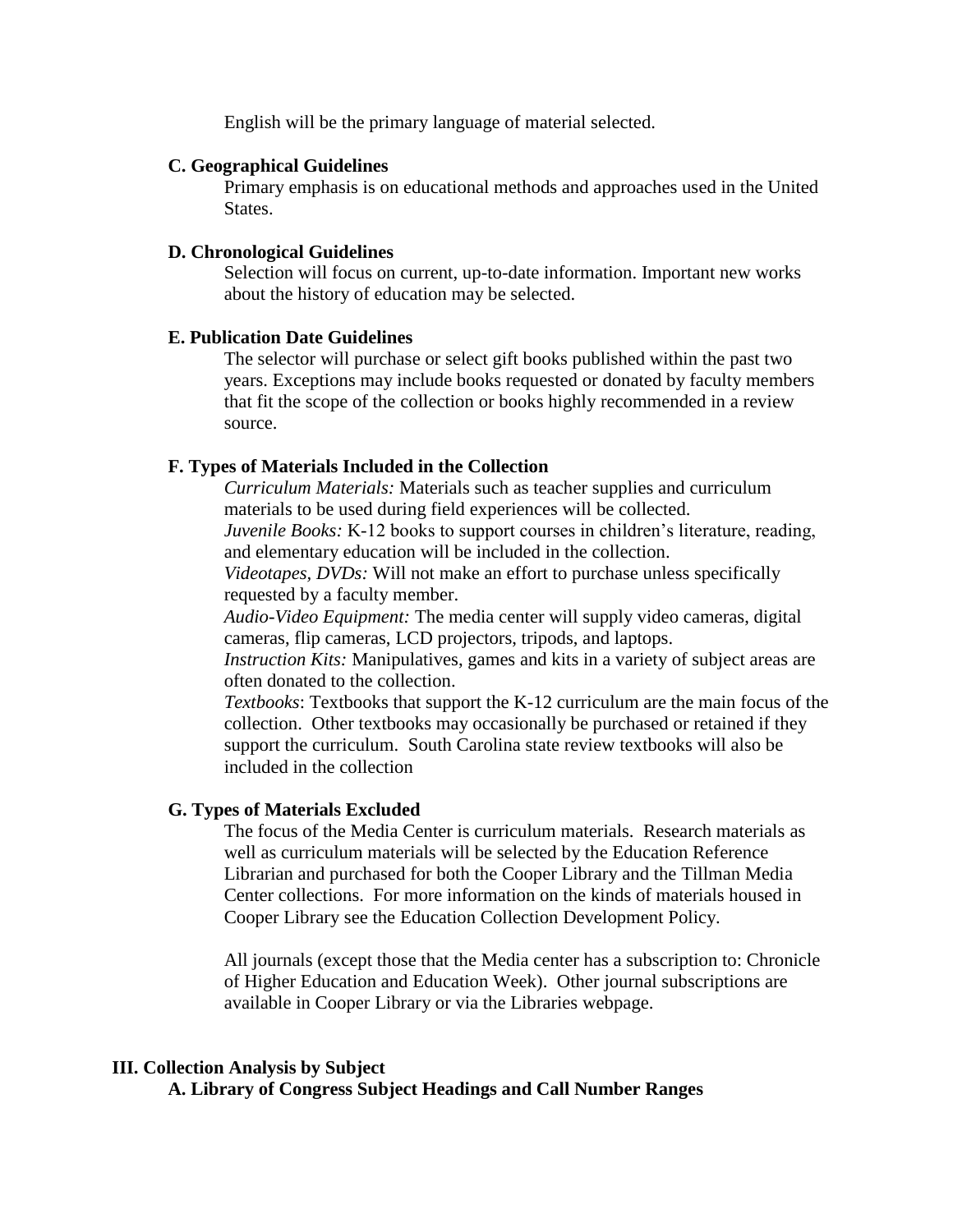English will be the primary language of material selected.

**C. Geographical Guidelines**

Primary emphasis is on educational methods and approaches used in the United States.

**D. Chronological Guidelines**

Selection will focus on current, up-to-date information. Important new works about the history of education may be selected.

**E. Publication Date Guidelines**

The selector will purchase or select gift books published within the past two years. Exceptions may include books requested or donated by faculty members that fit the scope of the collection or books highly recommended in a review source.

**F. Types of Materials Included in the Collection**

*Curriculum Materials:* Materials such as teacher supplies and curriculum materials to be used during field experiences will be collected.
*Juvenile Books:* K-12 books to support courses in children's literature, reading, and elementary education will be included in the collection.
*Videotapes, DVDs:* Will not make an effort to purchase unless specifically requested by a faculty member.
*Audio-Video Equipment:* The media center will supply video cameras, digital cameras, flip cameras, LCD projectors, tripods, and laptops.
*Instruction Kits:* Manipulatives, games and kits in a variety of subject areas are often donated to the collection.
*Textbooks*: Textbooks that support the K-12 curriculum are the main focus of the collection. Other textbooks may occasionally be purchased or retained if they support the curriculum. South Carolina state review textbooks will also be included in the collection

**G. Types of Materials Excluded**

The focus of the Media Center is curriculum materials. Research materials as well as curriculum materials will be selected by the Education Reference Librarian and purchased for both the Cooper Library and the Tillman Media Center collections. For more information on the kinds of materials housed in Cooper Library see the Education Collection Development Policy.

All journals (except those that the Media center has a subscription to: Chronicle of Higher Education and Education Week). Other journal subscriptions are available in Cooper Library or via the Libraries webpage.

## III. Collection Analysis by Subject

### A. Library of Congress Subject Headings and Call Number Ranges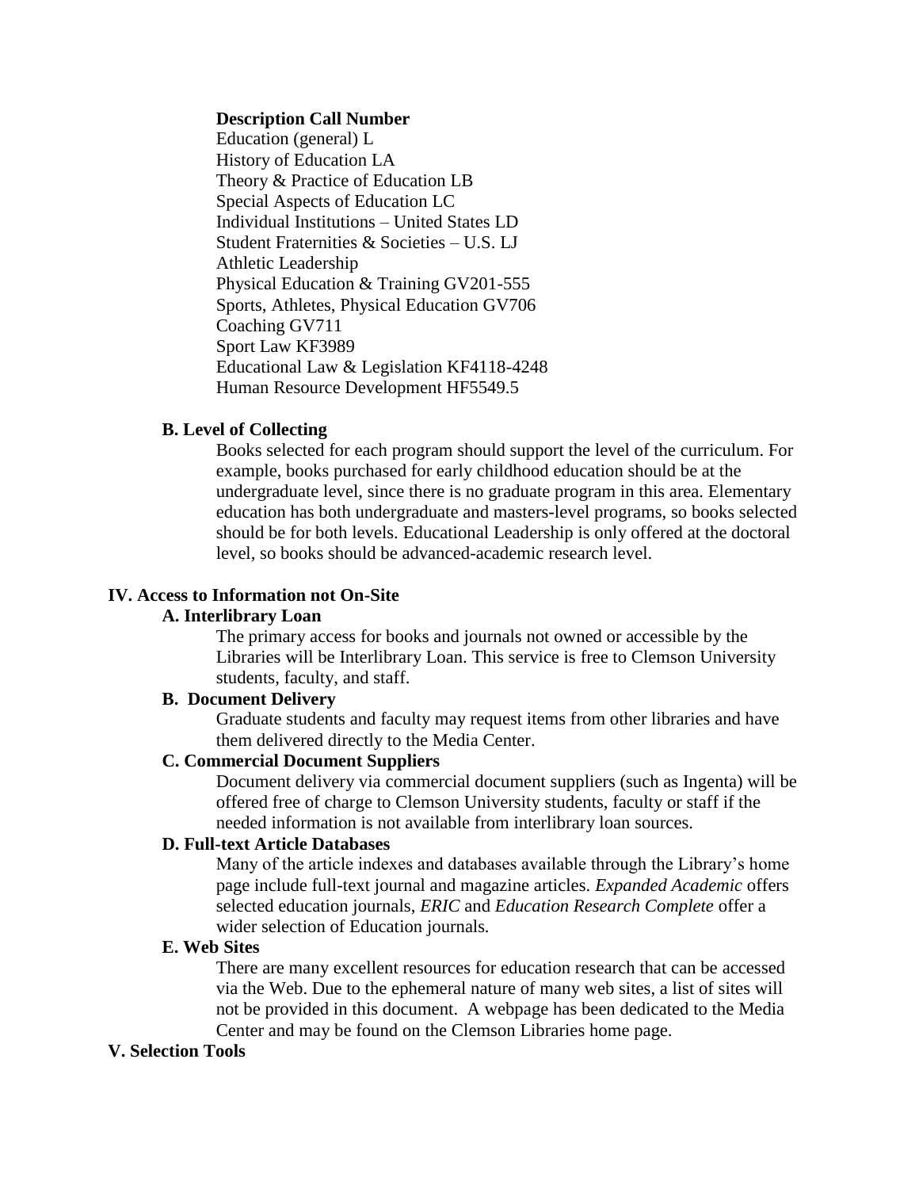| Description | Call Number |
| --- | --- |
| Education (general) | L |
| History of Education | LA |
| Theory & Practice of Education | LB |
| Special Aspects of Education | LC |
| Individual Institutions – United States | LD |
| Student Fraternities & Societies – U.S. | LJ |
| Athletic Leadership | |
| Physical Education & Training | GV201-555 |
| Sports, Athletes, Physical Education | GV706 |
| Coaching | GV711 |
| Sport Law | KF3989 |
| Educational Law & Legislation | KF4118-4248 |
| Human Resource Development | HF5549.5 |

### B. Level of Collecting

Books selected for each program should support the level of the curriculum. For example, books purchased for early childhood education should be at the undergraduate level, since there is no graduate program in this area. Elementary education has both undergraduate and masters-level programs, so books selected should be for both levels. Educational Leadership is only offered at the doctoral level, so books should be advanced-academic research level.

## IV. Access to Information not On-Site

### A. Interlibrary Loan

The primary access for books and journals not owned or accessible by the Libraries will be Interlibrary Loan. This service is free to Clemson University students, faculty, and staff.

### B. Document Delivery

Graduate students and faculty may request items from other libraries and have them delivered directly to the Media Center.

### C. Commercial Document Suppliers

Document delivery via commercial document suppliers (such as Ingenta) will be offered free of charge to Clemson University students, faculty or staff if the needed information is not available from interlibrary loan sources.

### D. Full-text Article Databases

Many of the article indexes and databases available through the Library's home page include full-text journal and magazine articles. *Expanded Academic* offers selected education journals, *ERIC* and *Education Research Complete* offer a wider selection of Education journals.

### E. Web Sites

There are many excellent resources for education research that can be accessed via the Web. Due to the ephemeral nature of many web sites, a list of sites will not be provided in this document. A webpage has been dedicated to the Media Center and may be found on the Clemson Libraries home page.

## V. Selection Tools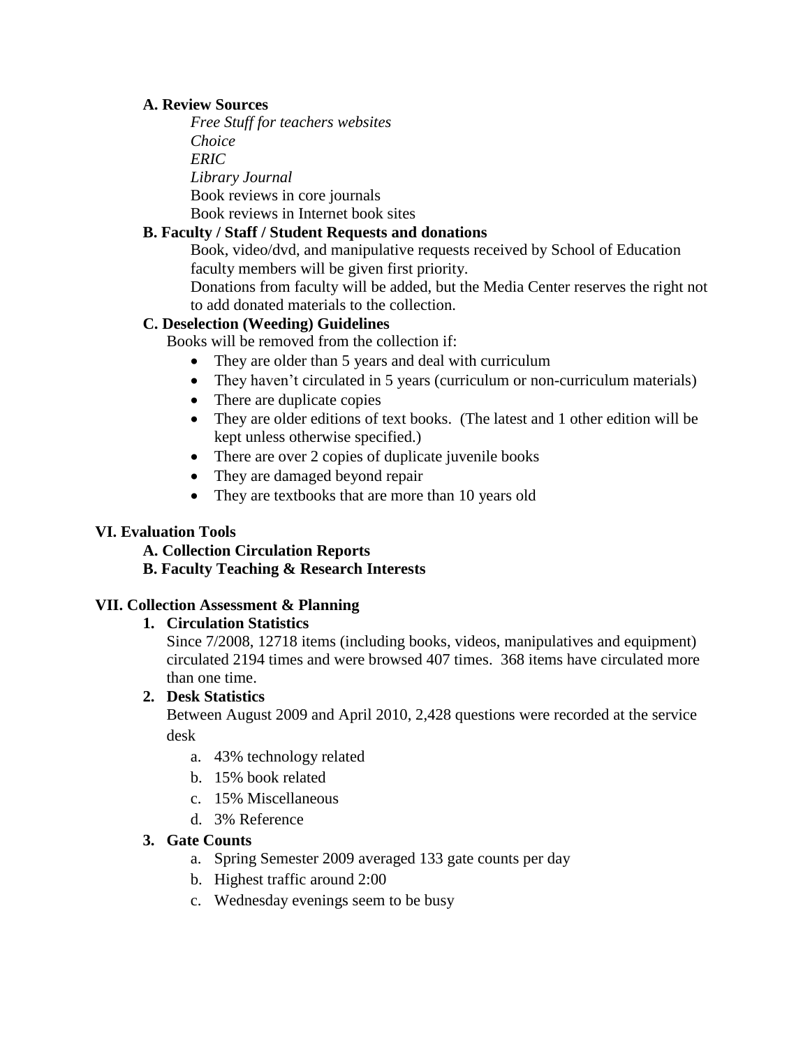**A. Review Sources**

*Free Stuff for teachers websites*
*Choice*
*ERIC*
*Library Journal*
Book reviews in core journals
Book reviews in Internet book sites

**B. Faculty / Staff / Student Requests and donations**

Book, video/dvd, and manipulative requests received by School of Education faculty members will be given first priority.

Donations from faculty will be added, but the Media Center reserves the right not to add donated materials to the collection.

**C. Deselection (Weeding) Guidelines**

Books will be removed from the collection if:

- They are older than 5 years and deal with curriculum
- They haven't circulated in 5 years (curriculum or non-curriculum materials)
- There are duplicate copies
- They are older editions of text books. (The latest and 1 other edition will be kept unless otherwise specified.)
- There are over 2 copies of duplicate juvenile books
- They are damaged beyond repair
- They are textbooks that are more than 10 years old

## VI. Evaluation Tools

**A. Collection Circulation Reports**

**B. Faculty Teaching & Research Interests**

## VII. Collection Assessment & Planning

1. **Circulation Statistics**

   Since 7/2008, 12718 items (including books, videos, manipulatives and equipment) circulated 2194 times and were browsed 407 times. 368 items have circulated more than one time.

2. **Desk Statistics**

   Between August 2009 and April 2010, 2,428 questions were recorded at the service desk

   a. 43% technology related
   b. 15% book related
   c. 15% Miscellaneous
   d. 3% Reference

3. **Gate Counts**

   a. Spring Semester 2009 averaged 133 gate counts per day
   b. Highest traffic around 2:00
   c. Wednesday evenings seem to be busy